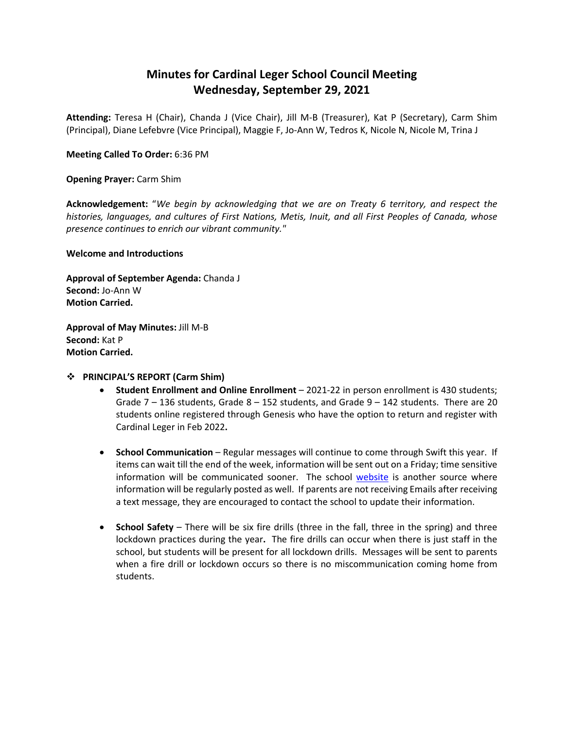# Minutes for Cardinal Leger School Council Meeting
## Wednesday, September 29, 2021

**Attending:** Teresa H (Chair), Chanda J (Vice Chair), Jill M-B (Treasurer), Kat P (Secretary), Carm Shim (Principal), Diane Lefebvre (Vice Principal), Maggie F, Jo-Ann W, Tedros K, Nicole N, Nicole M, Trina J

**Meeting Called To Order:** 6:36 PM

**Opening Prayer:** Carm Shim

**Acknowledgement:** "*We begin by acknowledging that we are on Treaty 6 territory, and respect the histories, languages, and cultures of First Nations, Metis, Inuit, and all First Peoples of Canada, whose presence continues to enrich our vibrant community.*"

**Welcome and Introductions**

**Approval of September Agenda:** Chanda J
**Second:** Jo-Ann W
**Motion Carried.**

**Approval of May Minutes:** Jill M-B
**Second:** Kat P
**Motion Carried.**

- **PRINCIPAL'S REPORT (Carm Shim)**
  - **Student Enrollment and Online Enrollment** – 2021-22 in person enrollment is 430 students; Grade 7 – 136 students, Grade 8 – 152 students, and Grade 9 – 142 students. There are 20 students online registered through Genesis who have the option to return and register with Cardinal Leger in Feb 2022**.**
  - **School Communication** – Regular messages will continue to come through Swift this year. If items can wait till the end of the week, information will be sent out on a Friday; time sensitive information will be communicated sooner. The school website is another source where information will be regularly posted as well. If parents are not receiving Emails after receiving a text message, they are encouraged to contact the school to update their information.
  - **School Safety** – There will be six fire drills (three in the fall, three in the spring) and three lockdown practices during the year**.** The fire drills can occur when there is just staff in the school, but students will be present for all lockdown drills. Messages will be sent to parents when a fire drill or lockdown occurs so there is no miscommunication coming home from students.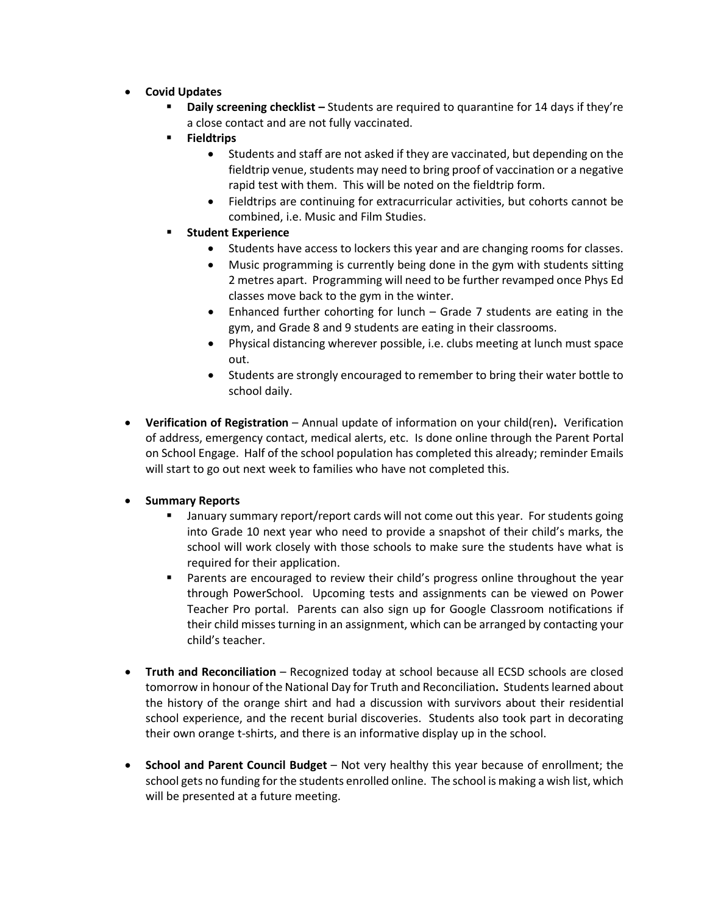- **Covid Updates**
  - **Daily screening checklist –** Students are required to quarantine for 14 days if they're a close contact and are not fully vaccinated.
  - **Fieldtrips**
    - Students and staff are not asked if they are vaccinated, but depending on the fieldtrip venue, students may need to bring proof of vaccination or a negative rapid test with them. This will be noted on the fieldtrip form.
    - Fieldtrips are continuing for extracurricular activities, but cohorts cannot be combined, i.e. Music and Film Studies.
  - **Student Experience**
    - Students have access to lockers this year and are changing rooms for classes.
    - Music programming is currently being done in the gym with students sitting 2 metres apart. Programming will need to be further revamped once Phys Ed classes move back to the gym in the winter.
    - Enhanced further cohorting for lunch – Grade 7 students are eating in the gym, and Grade 8 and 9 students are eating in their classrooms.
    - Physical distancing wherever possible, i.e. clubs meeting at lunch must space out.
    - Students are strongly encouraged to remember to bring their water bottle to school daily.

- **Verification of Registration** – Annual update of information on your child(ren)**.** Verification of address, emergency contact, medical alerts, etc. Is done online through the Parent Portal on School Engage. Half of the school population has completed this already; reminder Emails will start to go out next week to families who have not completed this.

- **Summary Reports**
  - January summary report/report cards will not come out this year. For students going into Grade 10 next year who need to provide a snapshot of their child's marks, the school will work closely with those schools to make sure the students have what is required for their application.
  - Parents are encouraged to review their child's progress online throughout the year through PowerSchool. Upcoming tests and assignments can be viewed on Power Teacher Pro portal. Parents can also sign up for Google Classroom notifications if their child misses turning in an assignment, which can be arranged by contacting your child's teacher.

- **Truth and Reconciliation** – Recognized today at school because all ECSD schools are closed tomorrow in honour of the National Day for Truth and Reconciliation**.** Students learned about the history of the orange shirt and had a discussion with survivors about their residential school experience, and the recent burial discoveries. Students also took part in decorating their own orange t-shirts, and there is an informative display up in the school.

- **School and Parent Council Budget** – Not very healthy this year because of enrollment; the school gets no funding for the students enrolled online. The school is making a wish list, which will be presented at a future meeting.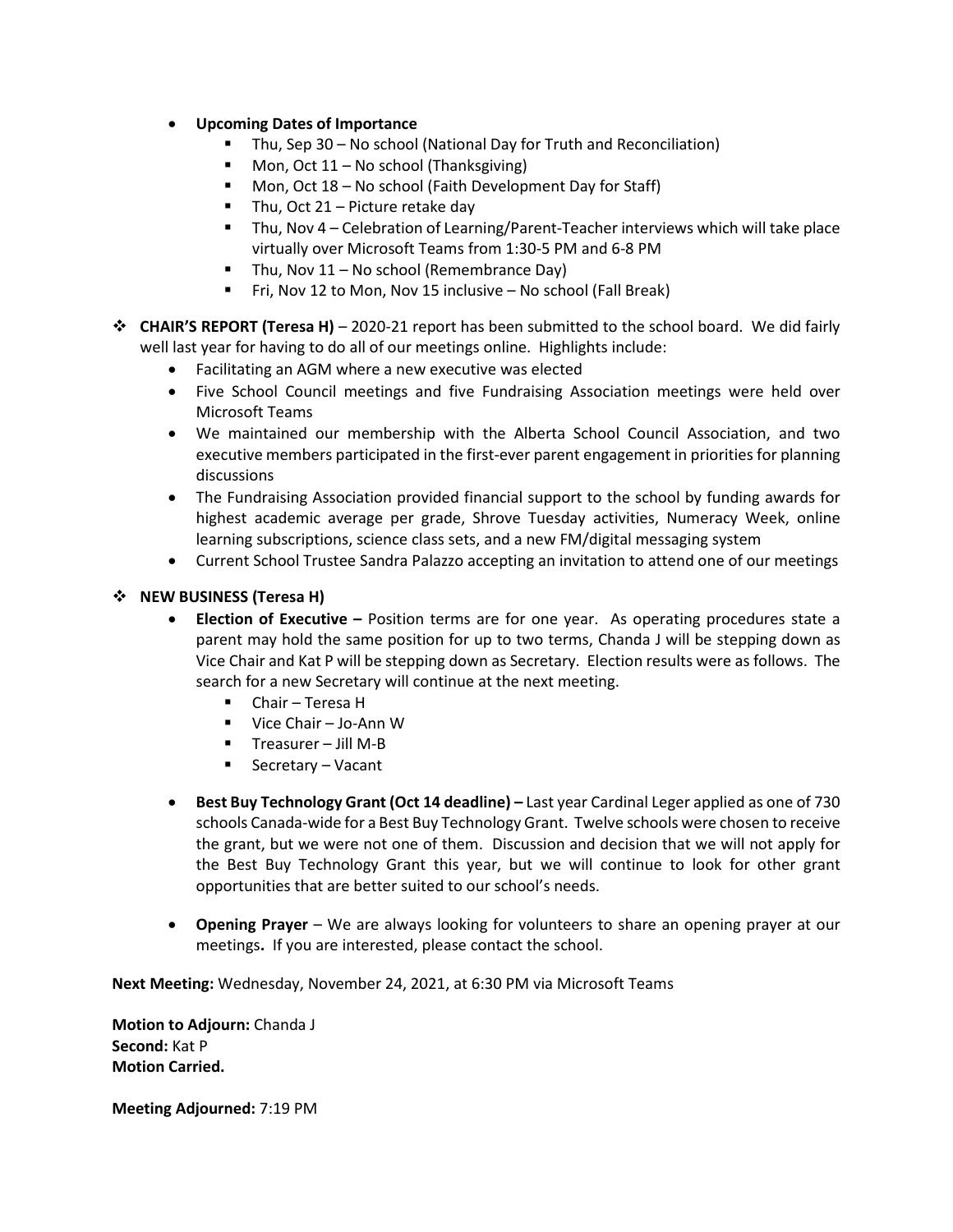- **Upcoming Dates of Importance**
    - Thu, Sep 30 – No school (National Day for Truth and Reconciliation)
    - Mon, Oct 11 – No school (Thanksgiving)
    - Mon, Oct 18 – No school (Faith Development Day for Staff)
    - Thu, Oct 21 – Picture retake day
    - Thu, Nov 4 – Celebration of Learning/Parent-Teacher interviews which will take place virtually over Microsoft Teams from 1:30-5 PM and 6-8 PM
    - Thu, Nov 11 – No school (Remembrance Day)
    - Fri, Nov 12 to Mon, Nov 15 inclusive – No school (Fall Break)

- **CHAIR'S REPORT (Teresa H)** – 2020-21 report has been submitted to the school board. We did fairly well last year for having to do all of our meetings online. Highlights include:
    - Facilitating an AGM where a new executive was elected
    - Five School Council meetings and five Fundraising Association meetings were held over Microsoft Teams
    - We maintained our membership with the Alberta School Council Association, and two executive members participated in the first-ever parent engagement in priorities for planning discussions
    - The Fundraising Association provided financial support to the school by funding awards for highest academic average per grade, Shrove Tuesday activities, Numeracy Week, online learning subscriptions, science class sets, and a new FM/digital messaging system
    - Current School Trustee Sandra Palazzo accepting an invitation to attend one of our meetings

- **NEW BUSINESS (Teresa H)**
    - **Election of Executive –** Position terms are for one year. As operating procedures state a parent may hold the same position for up to two terms, Chanda J will be stepping down as Vice Chair and Kat P will be stepping down as Secretary. Election results were as follows. The search for a new Secretary will continue at the next meeting.
        - Chair – Teresa H
        - Vice Chair – Jo-Ann W
        - Treasurer – Jill M-B
        - Secretary – Vacant
    - **Best Buy Technology Grant (Oct 14 deadline) –** Last year Cardinal Leger applied as one of 730 schools Canada-wide for a Best Buy Technology Grant. Twelve schools were chosen to receive the grant, but we were not one of them. Discussion and decision that we will not apply for the Best Buy Technology Grant this year, but we will continue to look for other grant opportunities that are better suited to our school's needs.
    - **Opening Prayer** – We are always looking for volunteers to share an opening prayer at our meetings**.** If you are interested, please contact the school.

**Next Meeting:** Wednesday, November 24, 2021, at 6:30 PM via Microsoft Teams

**Motion to Adjourn:** Chanda J
**Second:** Kat P
**Motion Carried.**

**Meeting Adjourned:** 7:19 PM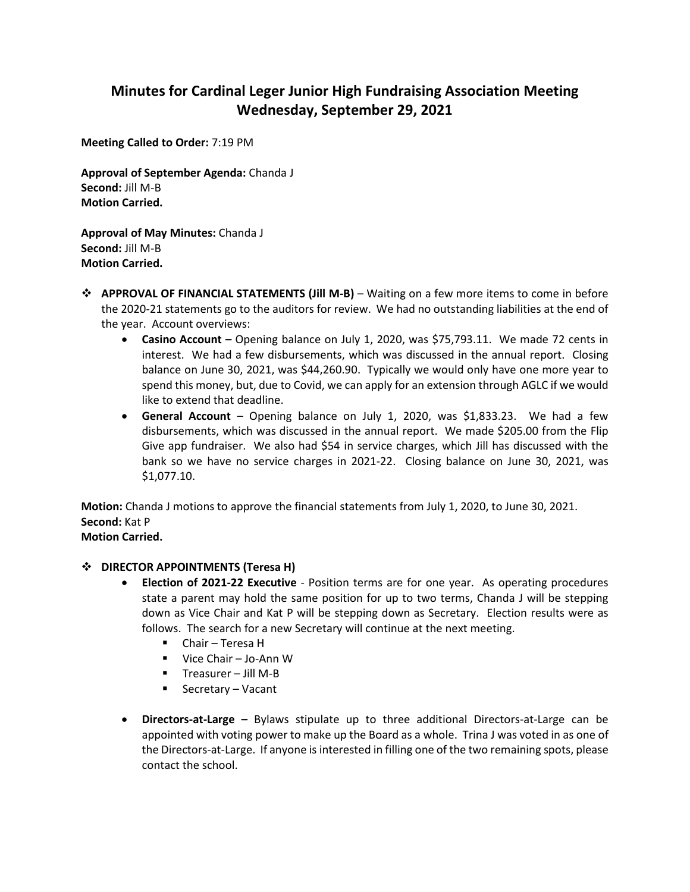# Minutes for Cardinal Leger Junior High Fundraising Association Meeting
## Wednesday, September 29, 2021

**Meeting Called to Order:** 7:19 PM

**Approval of September Agenda:** Chanda J
**Second:** Jill M-B
**Motion Carried.**

**Approval of May Minutes:** Chanda J
**Second:** Jill M-B
**Motion Carried.**

- **APPROVAL OF FINANCIAL STATEMENTS (Jill M-B)** – Waiting on a few more items to come in before the 2020-21 statements go to the auditors for review. We had no outstanding liabilities at the end of the year. Account overviews:
  - **Casino Account –** Opening balance on July 1, 2020, was $75,793.11. We made 72 cents in interest. We had a few disbursements, which was discussed in the annual report. Closing balance on June 30, 2021, was $44,260.90. Typically we would only have one more year to spend this money, but, due to Covid, we can apply for an extension through AGLC if we would like to extend that deadline.
  - **General Account** – Opening balance on July 1, 2020, was $1,833.23. We had a few disbursements, which was discussed in the annual report. We made $205.00 from the Flip Give app fundraiser. We also had $54 in service charges, which Jill has discussed with the bank so we have no service charges in 2021-22. Closing balance on June 30, 2021, was $1,077.10.

**Motion:** Chanda J motions to approve the financial statements from July 1, 2020, to June 30, 2021.
**Second:** Kat P
**Motion Carried.**

- **DIRECTOR APPOINTMENTS (Teresa H)**
  - **Election of 2021-22 Executive** - Position terms are for one year. As operating procedures state a parent may hold the same position for up to two terms, Chanda J will be stepping down as Vice Chair and Kat P will be stepping down as Secretary. Election results were as follows. The search for a new Secretary will continue at the next meeting.
    - Chair – Teresa H
    - Vice Chair – Jo-Ann W
    - Treasurer – Jill M-B
    - Secretary – Vacant
  - **Directors-at-Large –** Bylaws stipulate up to three additional Directors-at-Large can be appointed with voting power to make up the Board as a whole. Trina J was voted in as one of the Directors-at-Large. If anyone is interested in filling one of the two remaining spots, please contact the school.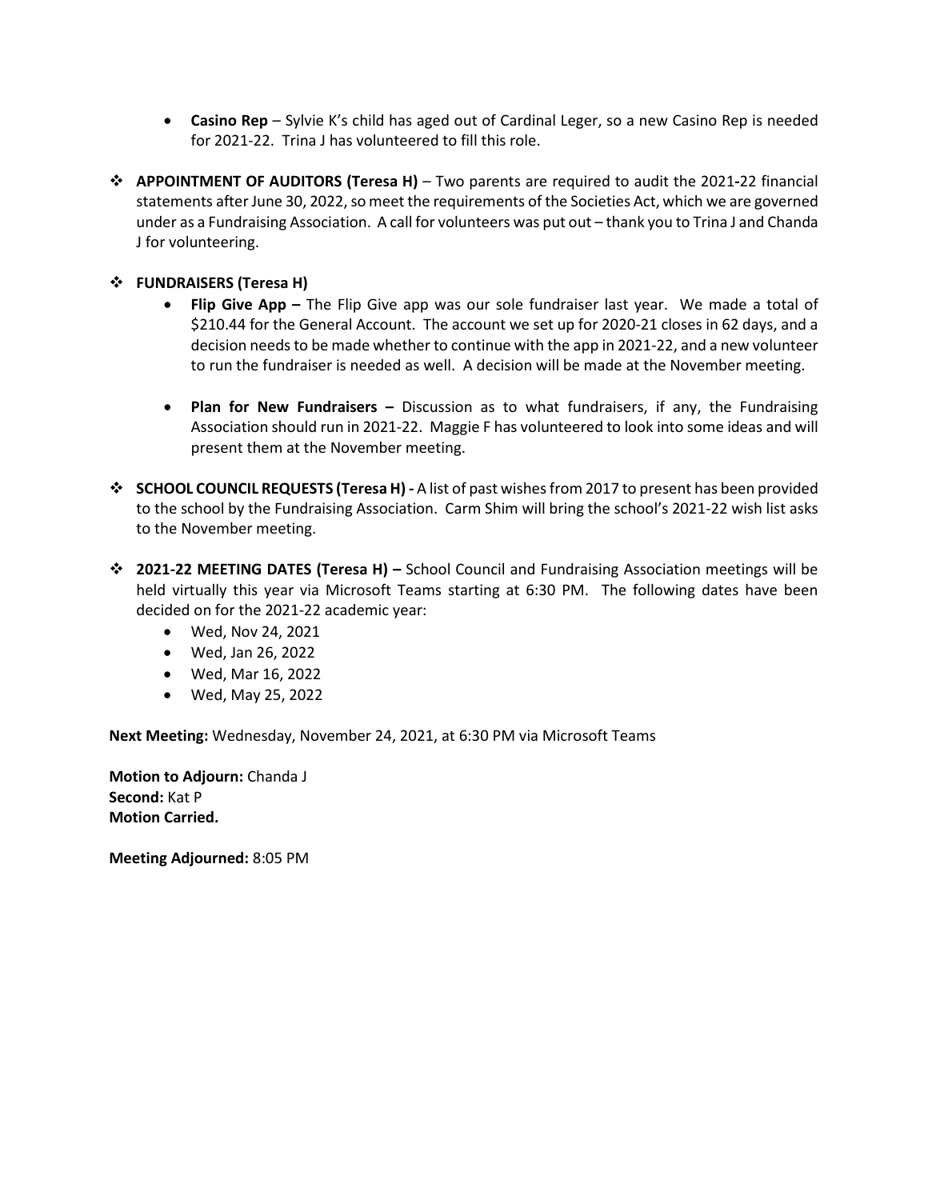- **Casino Rep** – Sylvie K's child has aged out of Cardinal Leger, so a new Casino Rep is needed for 2021-22. Trina J has volunteered to fill this role.

- **APPOINTMENT OF AUDITORS (Teresa H)** – Two parents are required to audit the 2021-22 financial statements after June 30, 2022, so meet the requirements of the Societies Act, which we are governed under as a Fundraising Association. A call for volunteers was put out – thank you to Trina J and Chanda J for volunteering.

- **FUNDRAISERS (Teresa H)**
  - **Flip Give App –** The Flip Give app was our sole fundraiser last year. We made a total of $210.44 for the General Account. The account we set up for 2020-21 closes in 62 days, and a decision needs to be made whether to continue with the app in 2021-22, and a new volunteer to run the fundraiser is needed as well. A decision will be made at the November meeting.
  - **Plan for New Fundraisers –** Discussion as to what fundraisers, if any, the Fundraising Association should run in 2021-22. Maggie F has volunteered to look into some ideas and will present them at the November meeting.

- **SCHOOL COUNCIL REQUESTS (Teresa H) -** A list of past wishes from 2017 to present has been provided to the school by the Fundraising Association. Carm Shim will bring the school's 2021-22 wish list asks to the November meeting.

- **2021-22 MEETING DATES (Teresa H) –** School Council and Fundraising Association meetings will be held virtually this year via Microsoft Teams starting at 6:30 PM. The following dates have been decided on for the 2021-22 academic year:
  - Wed, Nov 24, 2021
  - Wed, Jan 26, 2022
  - Wed, Mar 16, 2022
  - Wed, May 25, 2022

**Next Meeting:** Wednesday, November 24, 2021, at 6:30 PM via Microsoft Teams

**Motion to Adjourn:** Chanda J
**Second:** Kat P
**Motion Carried.**

**Meeting Adjourned:** 8:05 PM